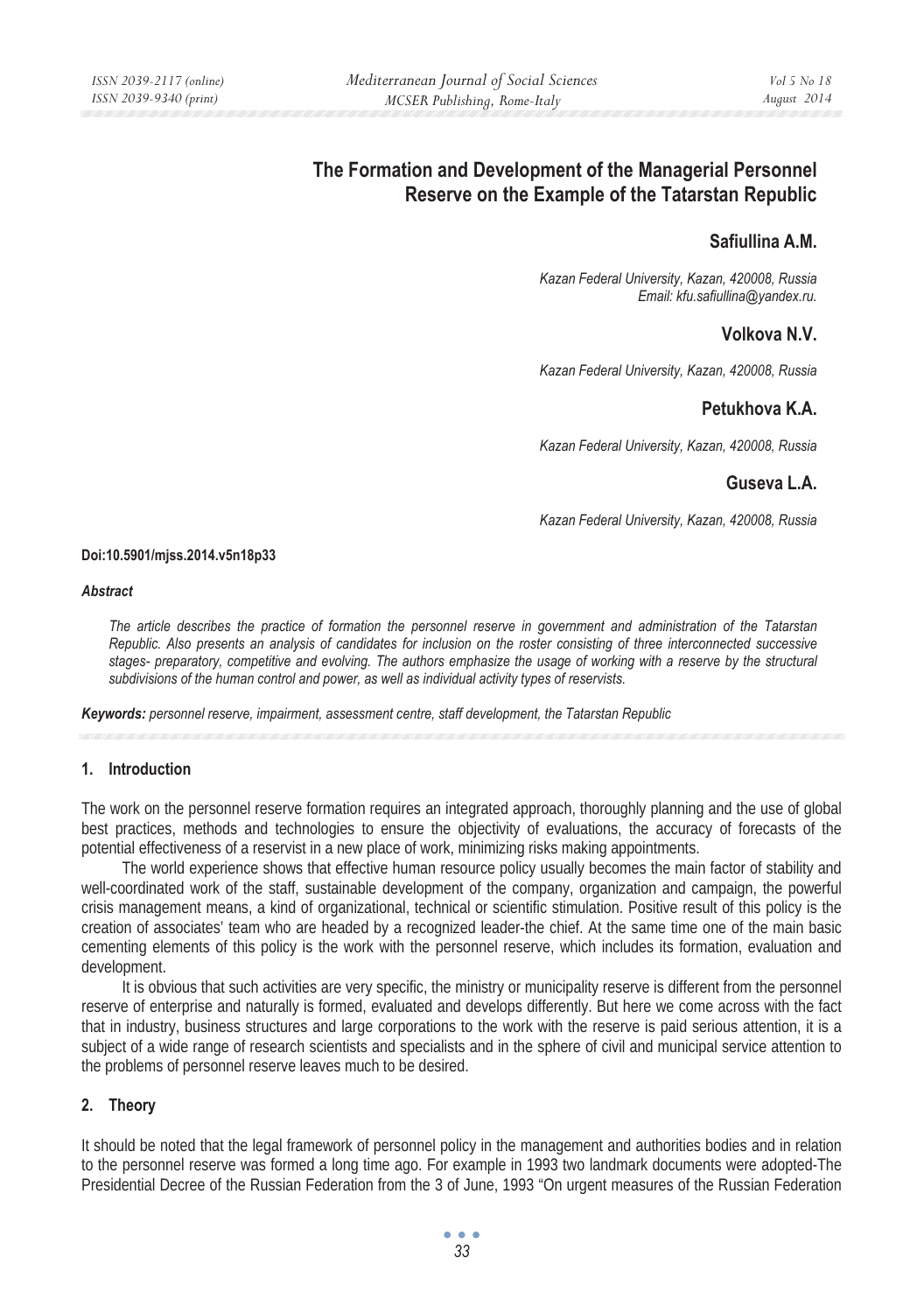# The Formation and Development of the Managerial Personnel Reserve on the Example of the Tatarstan Republic

**Safiullina A.M.**

*Kazan Federal University, Kazan, 420008, Russia*
*Email: kfu.safiullina@yandex.ru.*

**Volkova N.V.**

*Kazan Federal University, Kazan, 420008, Russia*

**Petukhova K.A.**

*Kazan Federal University, Kazan, 420008, Russia*

**Guseva L.A.**

*Kazan Federal University, Kazan, 420008, Russia*

**Doi:10.5901/mjss.2014.v5n18p33**

***Abstract***

*The article describes the practice of formation the personnel reserve in government and administration of the Tatarstan Republic. Also presents an analysis of candidates for inclusion on the roster consisting of three interconnected successive stages- preparatory, competitive and evolving. The authors emphasize the usage of working with a reserve by the structural subdivisions of the human control and power, as well as individual activity types of reservists.*

***Keywords:*** *personnel reserve, impairment, assessment centre, staff development, the Tatarstan Republic*

## 1. Introduction

The work on the personnel reserve formation requires an integrated approach, thoroughly planning and the use of global best practices, methods and technologies to ensure the objectivity of evaluations, the accuracy of forecasts of the potential effectiveness of a reservist in a new place of work, minimizing risks making appointments.

The world experience shows that effective human resource policy usually becomes the main factor of stability and well-coordinated work of the staff, sustainable development of the company, organization and campaign, the powerful crisis management means, a kind of organizational, technical or scientific stimulation. Positive result of this policy is the creation of associates' team who are headed by a recognized leader-the chief. At the same time one of the main basic cementing elements of this policy is the work with the personnel reserve, which includes its formation, evaluation and development.

It is obvious that such activities are very specific, the ministry or municipality reserve is different from the personnel reserve of enterprise and naturally is formed, evaluated and develops differently. But here we come across with the fact that in industry, business structures and large corporations to the work with the reserve is paid serious attention, it is a subject of a wide range of research scientists and specialists and in the sphere of civil and municipal service attention to the problems of personnel reserve leaves much to be desired.

## 2. Theory

It should be noted that the legal framework of personnel policy in the management and authorities bodies and in relation to the personnel reserve was formed a long time ago. For example in 1993 two landmark documents were adopted-The Presidential Decree of the Russian Federation from the 3 of June, 1993 "On urgent measures of the Russian Federation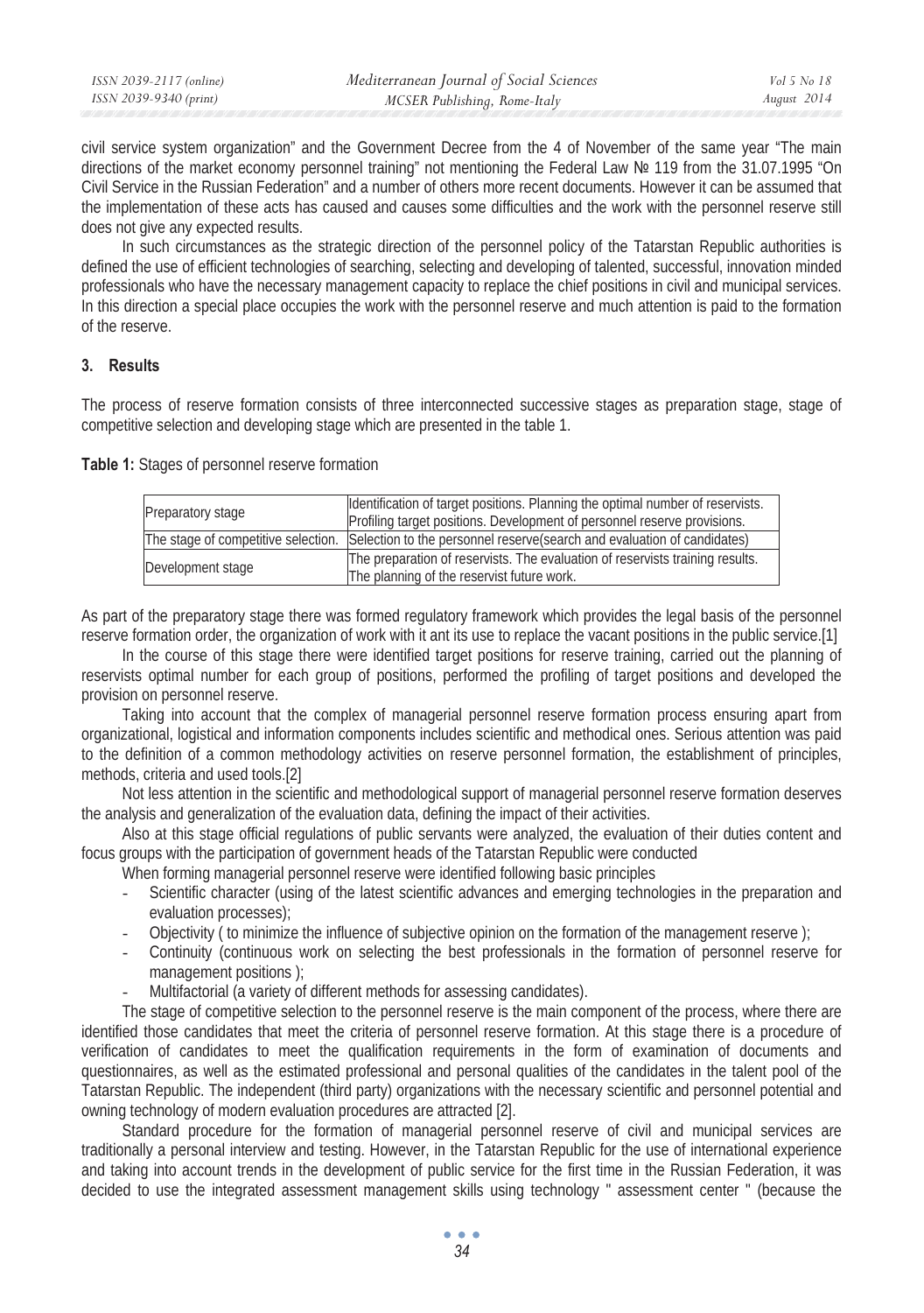civil service system organization" and the Government Decree from the 4 of November of the same year "The main directions of the market economy personnel training" not mentioning the Federal Law № 119 from the 31.07.1995 "On Civil Service in the Russian Federation" and a number of others more recent documents. However it can be assumed that the implementation of these acts has caused and causes some difficulties and the work with the personnel reserve still does not give any expected results.

In such circumstances as the strategic direction of the personnel policy of the Tatarstan Republic authorities is defined the use of efficient technologies of searching, selecting and developing of talented, successful, innovation minded professionals who have the necessary management capacity to replace the chief positions in civil and municipal services. In this direction a special place occupies the work with the personnel reserve and much attention is paid to the formation of the reserve.

## 3. Results

The process of reserve formation consists of three interconnected successive stages as preparation stage, stage of competitive selection and developing stage which are presented in the table 1.

**Table 1:** Stages of personnel reserve formation

| | |
|---|---|
| Preparatory stage | Identification of target positions. Planning the optimal number of reservists. Profiling target positions. Development of personnel reserve provisions. |
| The stage of competitive selection. | Selection to the personnel reserve(search and evaluation of candidates) |
| Development stage | The preparation of reservists. The evaluation of reservists training results. The planning of the reservist future work. |

As part of the preparatory stage there was formed regulatory framework which provides the legal basis of the personnel reserve formation order, the organization of work with it ant its use to replace the vacant positions in the public service.[1]

In the course of this stage there were identified target positions for reserve training, carried out the planning of reservists optimal number for each group of positions, performed the profiling of target positions and developed the provision on personnel reserve.

Taking into account that the complex of managerial personnel reserve formation process ensuring apart from organizational, logistical and information components includes scientific and methodical ones. Serious attention was paid to the definition of a common methodology activities on reserve personnel formation, the establishment of principles, methods, criteria and used tools.[2]

Not less attention in the scientific and methodological support of managerial personnel reserve formation deserves the analysis and generalization of the evaluation data, defining the impact of their activities.

Also at this stage official regulations of public servants were analyzed, the evaluation of their duties content and focus groups with the participation of government heads of the Tatarstan Republic were conducted

When forming managerial personnel reserve were identified following basic principles

- Scientific character (using of the latest scientific advances and emerging technologies in the preparation and evaluation processes);
- Objectivity ( to minimize the influence of subjective opinion on the formation of the management reserve );
- Continuity (continuous work on selecting the best professionals in the formation of personnel reserve for management positions );
- Multifactorial (a variety of different methods for assessing candidates).

The stage of competitive selection to the personnel reserve is the main component of the process, where there are identified those candidates that meet the criteria of personnel reserve formation. At this stage there is a procedure of verification of candidates to meet the qualification requirements in the form of examination of documents and questionnaires, as well as the estimated professional and personal qualities of the candidates in the talent pool of the Tatarstan Republic. The independent (third party) organizations with the necessary scientific and personnel potential and owning technology of modern evaluation procedures are attracted [2].

Standard procedure for the formation of managerial personnel reserve of civil and municipal services are traditionally a personal interview and testing. However, in the Tatarstan Republic for the use of international experience and taking into account trends in the development of public service for the first time in the Russian Federation, it was decided to use the integrated assessment management skills using technology " assessment center " (because the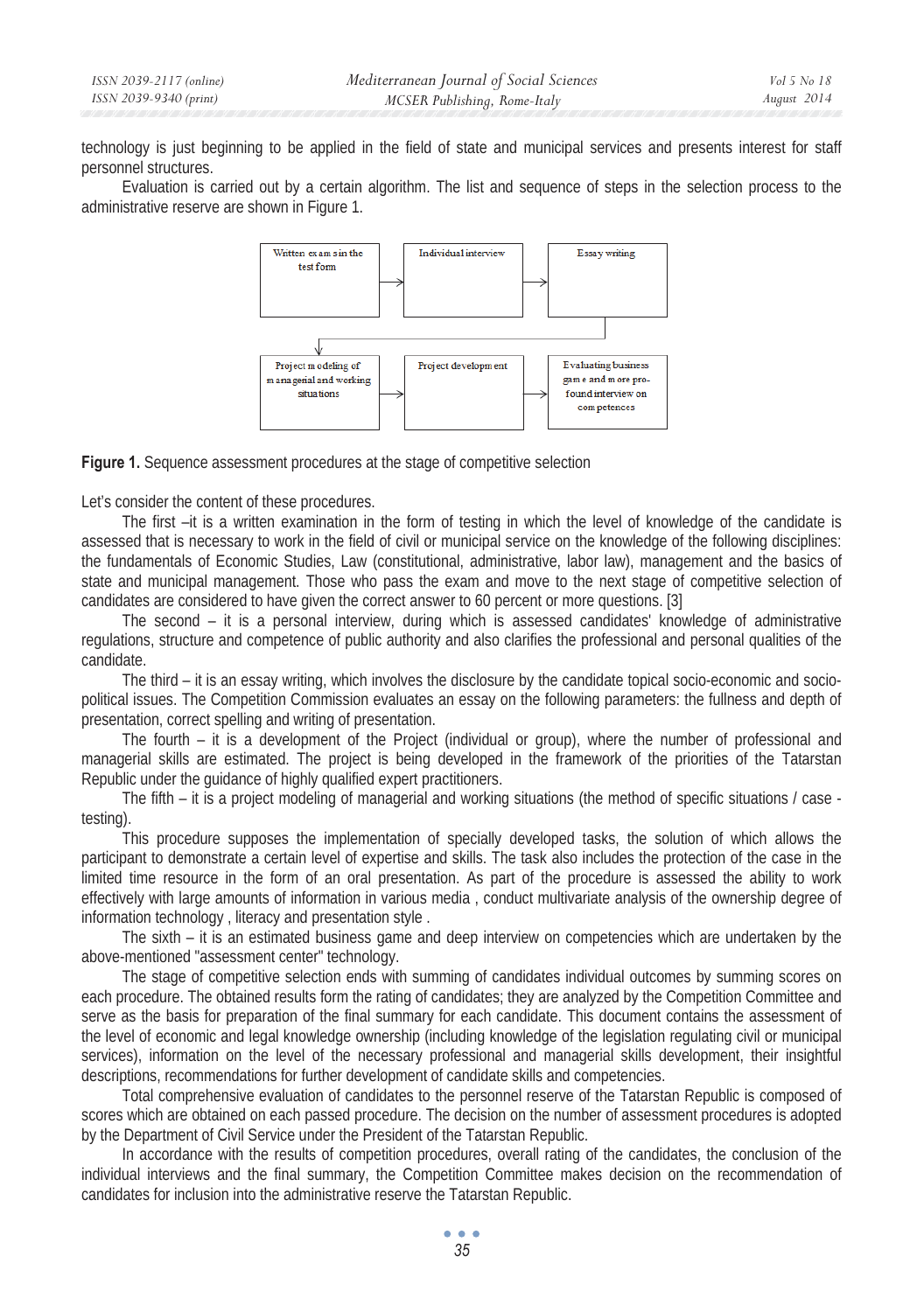technology is just beginning to be applied in the field of state and municipal services and presents interest for staff personnel structures.

Evaluation is carried out by a certain algorithm. The list and sequence of steps in the selection process to the administrative reserve are shown in Figure 1.

Written exams in the test form → Individual interview → Essay writing → Project modeling of managerial and working situations → Project development → Evaluating business game and more profound interview on competences

**Figure 1.** Sequence assessment procedures at the stage of competitive selection

Let's consider the content of these procedures.

The first –it is a written examination in the form of testing in which the level of knowledge of the candidate is assessed that is necessary to work in the field of civil or municipal service on the knowledge of the following disciplines: the fundamentals of Economic Studies, Law (constitutional, administrative, labor law), management and the basics of state and municipal management. Those who pass the exam and move to the next stage of competitive selection of candidates are considered to have given the correct answer to 60 percent or more questions. [3]

The second – it is a personal interview, during which is assessed candidates' knowledge of administrative regulations, structure and competence of public authority and also clarifies the professional and personal qualities of the candidate.

The third – it is an essay writing, which involves the disclosure by the candidate topical socio-economic and socio-political issues. The Competition Commission evaluates an essay on the following parameters: the fullness and depth of presentation, correct spelling and writing of presentation.

The fourth – it is a development of the Project (individual or group), where the number of professional and managerial skills are estimated. The project is being developed in the framework of the priorities of the Tatarstan Republic under the guidance of highly qualified expert practitioners.

The fifth – it is a project modeling of managerial and working situations (the method of specific situations / case - testing).

This procedure supposes the implementation of specially developed tasks, the solution of which allows the participant to demonstrate a certain level of expertise and skills. The task also includes the protection of the case in the limited time resource in the form of an oral presentation. As part of the procedure is assessed the ability to work effectively with large amounts of information in various media , conduct multivariate analysis of the ownership degree of information technology , literacy and presentation style .

The sixth – it is an estimated business game and deep interview on competencies which are undertaken by the above-mentioned "assessment center" technology.

The stage of competitive selection ends with summing of candidates individual outcomes by summing scores on each procedure. The obtained results form the rating of candidates; they are analyzed by the Competition Committee and serve as the basis for preparation of the final summary for each candidate. This document contains the assessment of the level of economic and legal knowledge ownership (including knowledge of the legislation regulating civil or municipal services), information on the level of the necessary professional and managerial skills development, their insightful descriptions, recommendations for further development of candidate skills and competencies.

Total comprehensive evaluation of candidates to the personnel reserve of the Tatarstan Republic is composed of scores which are obtained on each passed procedure. The decision on the number of assessment procedures is adopted by the Department of Civil Service under the President of the Tatarstan Republic.

In accordance with the results of competition procedures, overall rating of the candidates, the conclusion of the individual interviews and the final summary, the Competition Committee makes decision on the recommendation of candidates for inclusion into the administrative reserve the Tatarstan Republic.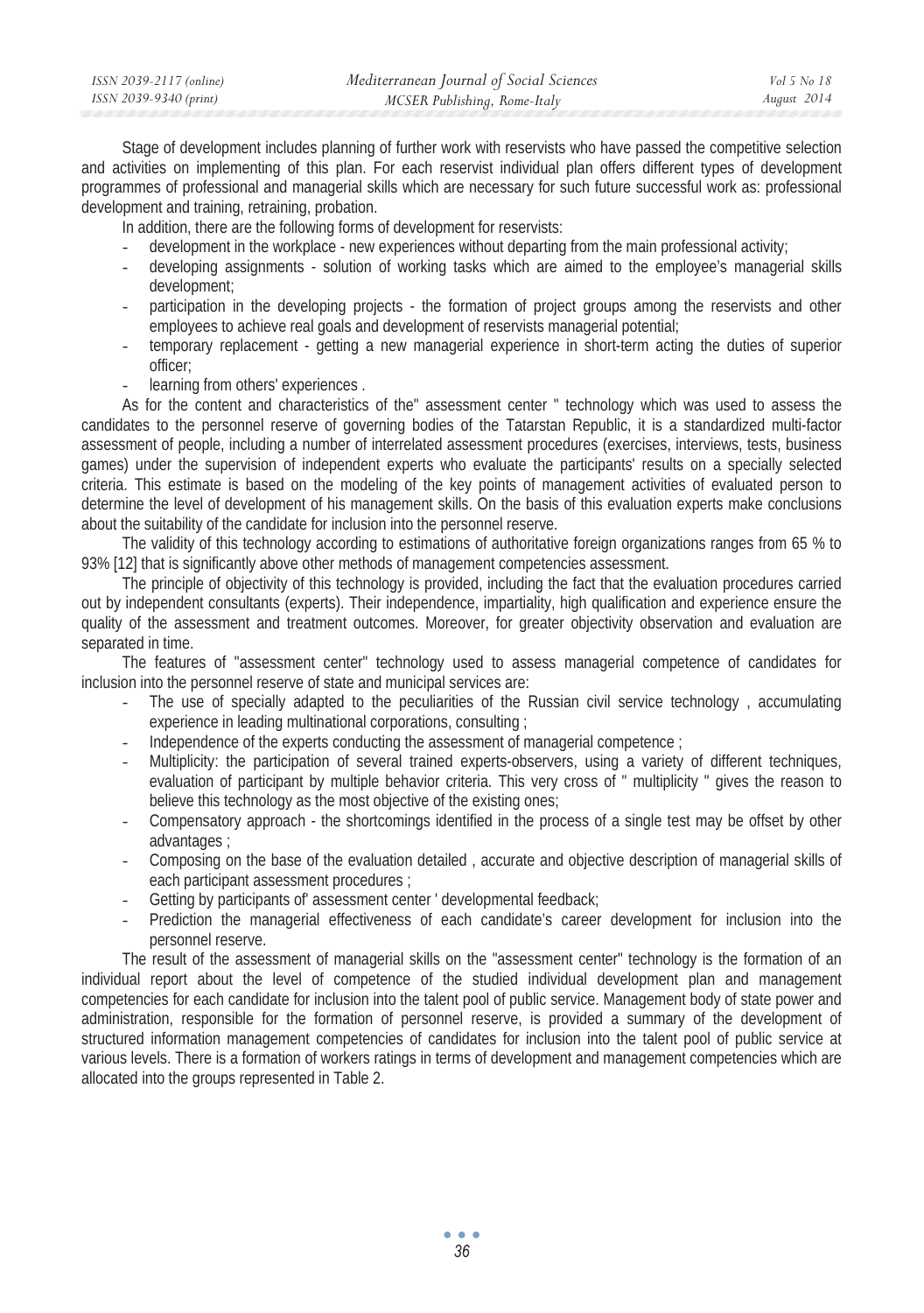Stage of development includes planning of further work with reservists who have passed the competitive selection and activities on implementing of this plan. For each reservist individual plan offers different types of development programmes of professional and managerial skills which are necessary for such future successful work as: professional development and training, retraining, probation.

In addition, there are the following forms of development for reservists:

- development in the workplace - new experiences without departing from the main professional activity;
- developing assignments - solution of working tasks which are aimed to the employee's managerial skills development;
- participation in the developing projects - the formation of project groups among the reservists and other employees to achieve real goals and development of reservists managerial potential;
- temporary replacement - getting a new managerial experience in short-term acting the duties of superior officer;
- learning from others' experiences .

As for the content and characteristics of the" assessment center " technology which was used to assess the candidates to the personnel reserve of governing bodies of the Tatarstan Republic, it is a standardized multi-factor assessment of people, including a number of interrelated assessment procedures (exercises, interviews, tests, business games) under the supervision of independent experts who evaluate the participants' results on a specially selected criteria. This estimate is based on the modeling of the key points of management activities of evaluated person to determine the level of development of his management skills. On the basis of this evaluation experts make conclusions about the suitability of the candidate for inclusion into the personnel reserve.

The validity of this technology according to estimations of authoritative foreign organizations ranges from 65 % to 93% [12] that is significantly above other methods of management competencies assessment.

The principle of objectivity of this technology is provided, including the fact that the evaluation procedures carried out by independent consultants (experts). Their independence, impartiality, high qualification and experience ensure the quality of the assessment and treatment outcomes. Moreover, for greater objectivity observation and evaluation are separated in time.

The features of "assessment center" technology used to assess managerial competence of candidates for inclusion into the personnel reserve of state and municipal services are:

- The use of specially adapted to the peculiarities of the Russian civil service technology , accumulating experience in leading multinational corporations, consulting ;
- Independence of the experts conducting the assessment of managerial competence ;
- Multiplicity: the participation of several trained experts-observers, using a variety of different techniques, evaluation of participant by multiple behavior criteria. This very cross of " multiplicity " gives the reason to believe this technology as the most objective of the existing ones;
- Compensatory approach - the shortcomings identified in the process of a single test may be offset by other advantages ;
- Composing on the base of the evaluation detailed , accurate and objective description of managerial skills of each participant assessment procedures ;
- Getting by participants of' assessment center ' developmental feedback;
- Prediction the managerial effectiveness of each candidate's career development for inclusion into the personnel reserve.

The result of the assessment of managerial skills on the "assessment center" technology is the formation of an individual report about the level of competence of the studied individual development plan and management competencies for each candidate for inclusion into the talent pool of public service. Management body of state power and administration, responsible for the formation of personnel reserve, is provided a summary of the development of structured information management competencies of candidates for inclusion into the talent pool of public service at various levels. There is a formation of workers ratings in terms of development and management competencies which are allocated into the groups represented in Table 2.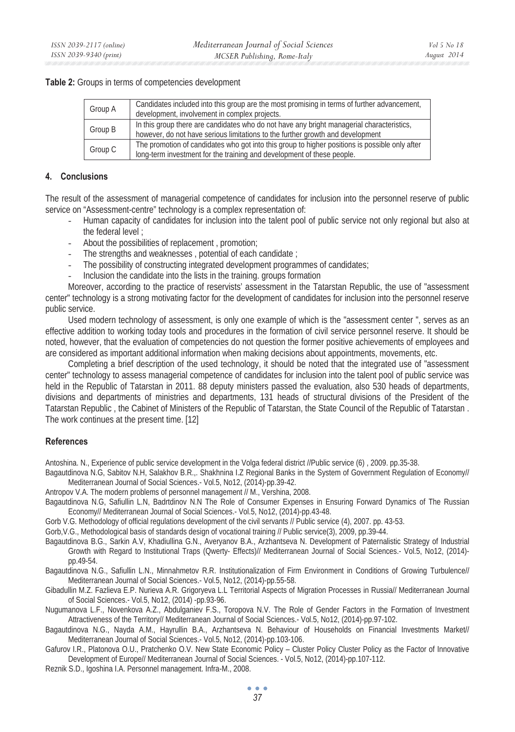**Table 2:** Groups in terms of competencies development

| | |
|---|---|
| Group A | Candidates included into this group are the most promising in terms of further advancement, development, involvement in complex projects. |
| Group B | In this group there are candidates who do not have any bright managerial characteristics, however, do not have serious limitations to the further growth and development |
| Group C | The promotion of candidates who got into this group to higher positions is possible only after long-term investment for the training and development of these people. |

## 4. Conclusions

The result of the assessment of managerial competence of candidates for inclusion into the personnel reserve of public service on "Assessment-centre" technology is a complex representation of:

- Human capacity of candidates for inclusion into the talent pool of public service not only regional but also at the federal level ;
- About the possibilities of replacement , promotion;
- The strengths and weaknesses , potential of each candidate ;
- The possibility of constructing integrated development programmes of candidates;
- Inclusion the candidate into the lists in the training. groups formation

Moreover, according to the practice of reservists' assessment in the Tatarstan Republic, the use of "assessment center" technology is a strong motivating factor for the development of candidates for inclusion into the personnel reserve public service.

Used modern technology of assessment, is only one example of which is the "assessment center ", serves as an effective addition to working today tools and procedures in the formation of civil service personnel reserve. It should be noted, however, that the evaluation of competencies do not question the former positive achievements of employees and are considered as important additional information when making decisions about appointments, movements, etc.

Completing a brief description of the used technology, it should be noted that the integrated use of "assessment center" technology to assess managerial competence of candidates for inclusion into the talent pool of public service was held in the Republic of Tatarstan in 2011. 88 deputy ministers passed the evaluation, also 530 heads of departments, divisions and departments of ministries and departments, 131 heads of structural divisions of the President of the Tatarstan Republic , the Cabinet of Ministers of the Republic of Tatarstan, the State Council of the Republic of Tatarstan . The work continues at the present time. [12]

## References

Antoshina. N., Experience of public service development in the Volga federal district //Public service (6) , 2009. pp.35-38.

Bagautdinova N.G, Sabitov N.H, Salakhov B.R.,. Shakhnina I.Z Regional Banks in the System of Government Regulation of Economy// Mediterranean Journal of Social Sciences.- Vol.5, No12, (2014)-pp.39-42.

Antropov V.A. The modern problems of personnel management // M., Vershina, 2008.

Bagautdinova N.G, Safiullin L.N, Badrtdinov N.N The Role of Consumer Expenses in Ensuring Forward Dynamics of The Russian Economy// Mediterranean Journal of Social Sciences.- Vol.5, No12, (2014)-pp.43-48.

Gorb V.G. Methodology of official regulations development of the civil servants // Public service (4), 2007. pp. 43-53.

Gorb,V.G., Methodological basis of standards design of vocational training // Public service(3), 2009, pp.39-44.

Bagautdinova B.G., Sarkin A.V, Khadiullina G.N., Averyanov B.A., Arzhantseva N. Development of Paternalistic Strategy of Industrial Growth with Regard to Institutional Traps (Qwerty- Effects)// Mediterranean Journal of Social Sciences.- Vol.5, No12, (2014)-pp.49-54.

Bagautdinova N.G., Safiullin L.N., Minnahmetov R.R. Institutionalization of Firm Environment in Conditions of Growing Turbulence// Mediterranean Journal of Social Sciences.- Vol.5, No12, (2014)-pp.55-58.

Gibadullin M.Z. Fazlieva E.P. Nurieva A.R. Grigoryeva L.L Territorial Aspects of Migration Processes in Russia// Mediterranean Journal of Social Sciences.- Vol.5, No12, (2014) -pp.93-96.

Nugumanova L.F., Novenkova A.Z., Abdulganiev F.S., Toropova N.V. The Role of Gender Factors in the Formation of Investment Attractiveness of the Territory// Mediterranean Journal of Social Sciences.- Vol.5, No12, (2014)-pp.97-102.

Bagautdinova N.G., Nayda A.M., Hayrullin B.A., Arzhantseva N. Behaviour of Households on Financial Investments Market// Mediterranean Journal of Social Sciences.- Vol.5, No12, (2014)-pp.103-106.

Gafurov I.R., Platonova O.U., Pratchenko O.V. New State Economic Policy – Cluster Policy Cluster Policy as the Factor of Innovative Development of Europe// Mediterranean Journal of Social Sciences. - Vol.5, No12, (2014)-pp.107-112.

Reznik S.D., Igoshina I.A. Personnel management. Infra-M., 2008.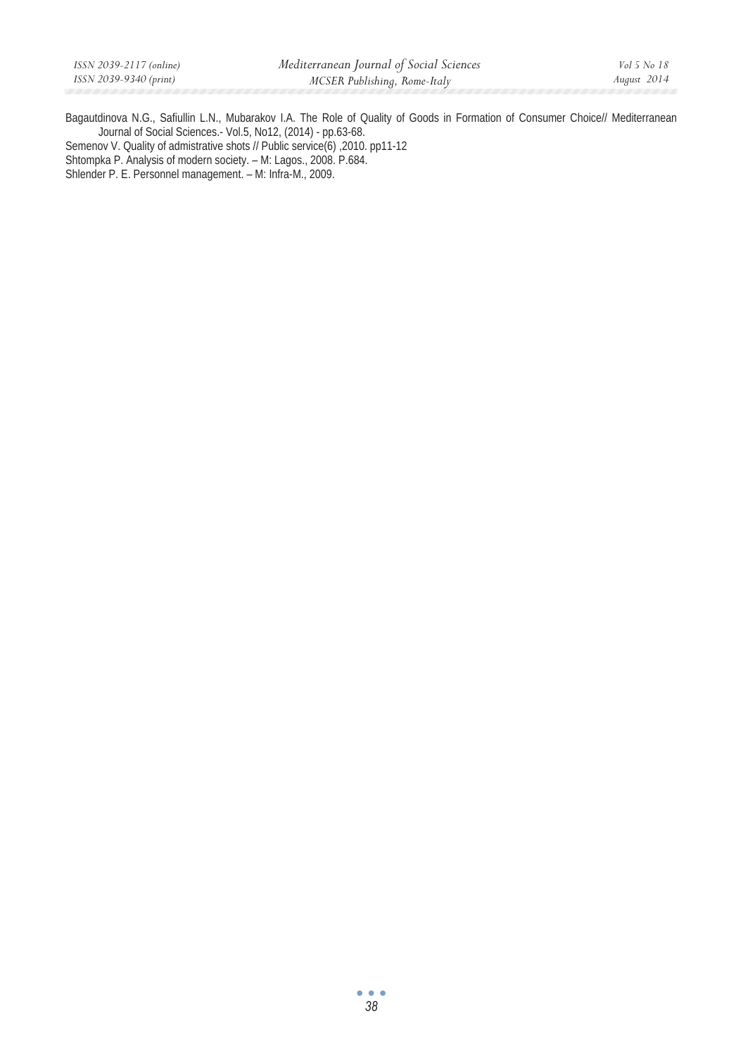Bagautdinova N.G., Safiullin L.N., Mubarakov I.A. The Role of Quality of Goods in Formation of Consumer Choice// Mediterranean Journal of Social Sciences.- Vol.5, No12, (2014) - pp.63-68.

Semenov V. Quality of admistrative shots // Public service(6) ,2010. pp11-12

Shtompka P. Analysis of modern society. – M: Lagos., 2008. P.684.

Shlender P. E. Personnel management. – M: Infra-M., 2009.